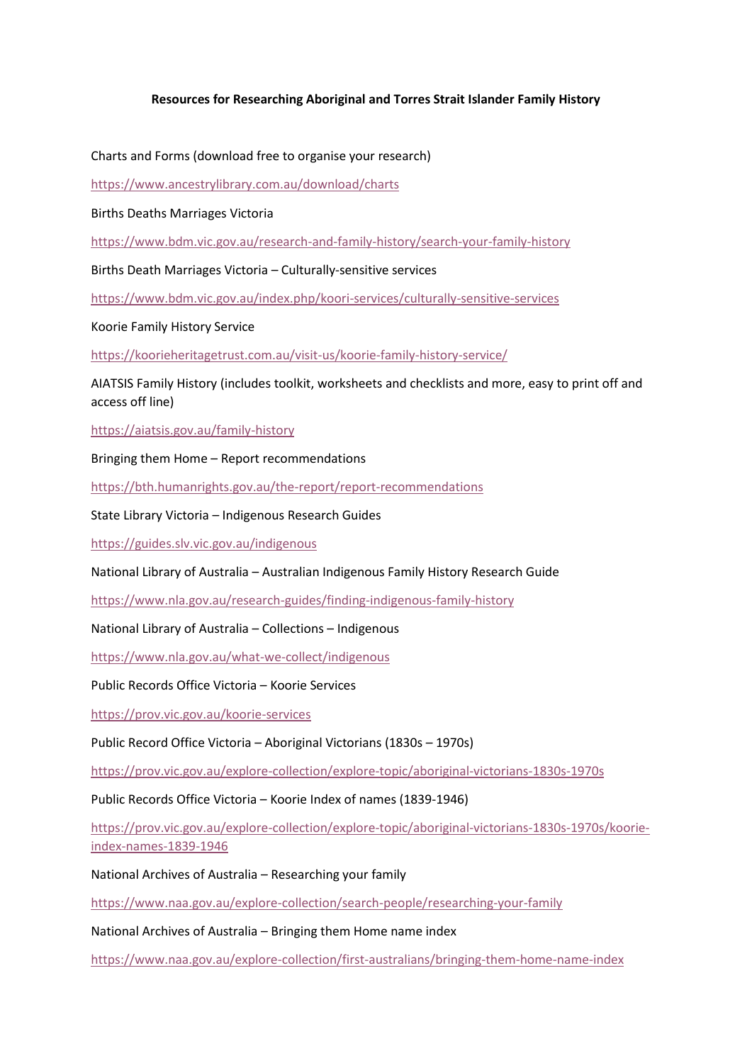**Resources for Researching Aboriginal and Torres Strait Islander Family History**

Charts and Forms (download free to organise your research)

https://www.ancestrylibrary.com.au/download/charts

Births Deaths Marriages Victoria

https://www.bdm.vic.gov.au/research-and-family-history/search-your-family-history

Births Death Marriages Victoria – Culturally-sensitive services

https://www.bdm.vic.gov.au/index.php/koori-services/culturally-sensitive-services

Koorie Family History Service

https://koorieheritagetrust.com.au/visit-us/koorie-family-history-service/

AIATSIS Family History (includes toolkit, worksheets and checklists and more, easy to print off and access off line)

https://aiatsis.gov.au/family-history

Bringing them Home – Report recommendations

https://bth.humanrights.gov.au/the-report/report-recommendations

State Library Victoria – Indigenous Research Guides

https://guides.slv.vic.gov.au/indigenous

National Library of Australia – Australian Indigenous Family History Research Guide

https://www.nla.gov.au/research-guides/finding-indigenous-family-history

National Library of Australia – Collections – Indigenous

https://www.nla.gov.au/what-we-collect/indigenous

Public Records Office Victoria – Koorie Services

https://prov.vic.gov.au/koorie-services

Public Record Office Victoria – Aboriginal Victorians (1830s – 1970s)

https://prov.vic.gov.au/explore-collection/explore-topic/aboriginal-victorians-1830s-1970s

Public Records Office Victoria – Koorie Index of names (1839-1946)

https://prov.vic.gov.au/explore-collection/explore-topic/aboriginal-victorians-1830s-1970s/koorie-index-names-1839-1946

National Archives of Australia – Researching your family

https://www.naa.gov.au/explore-collection/search-people/researching-your-family

National Archives of Australia – Bringing them Home name index

https://www.naa.gov.au/explore-collection/first-australians/bringing-them-home-name-index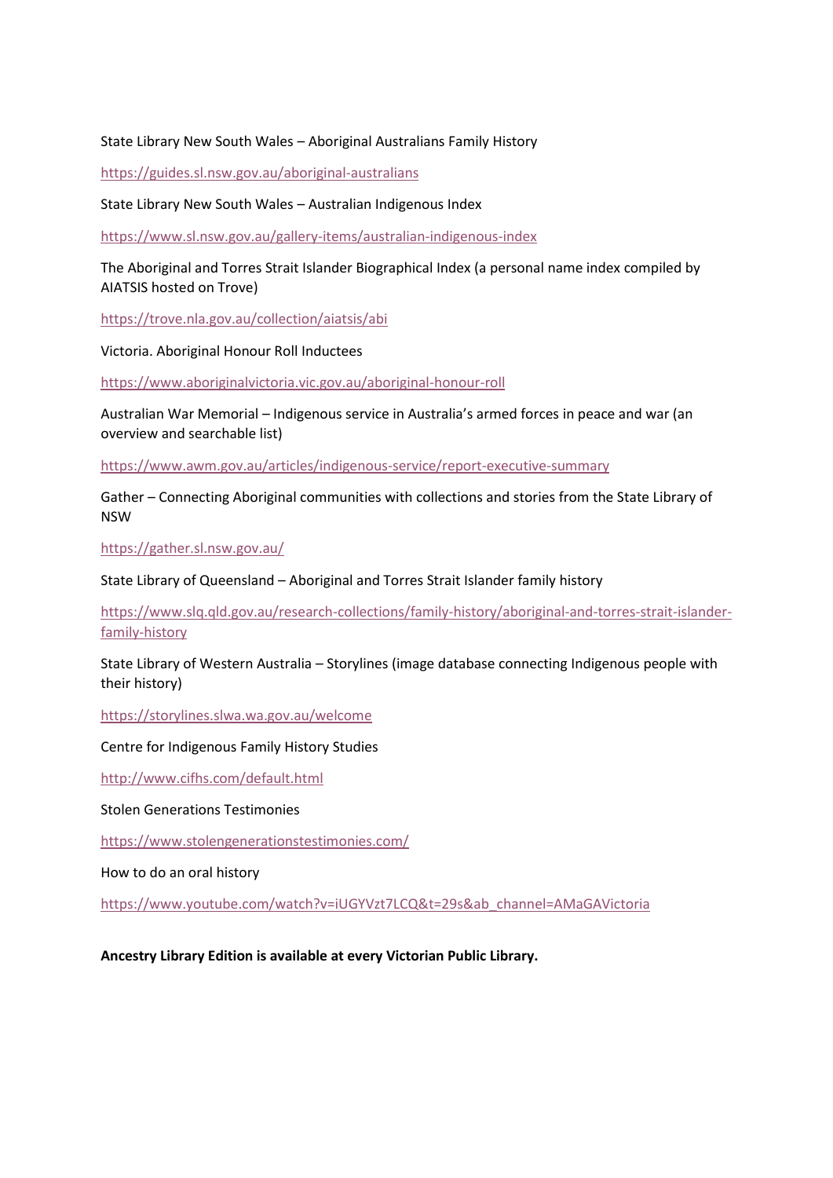State Library New South Wales – Aboriginal Australians Family History

https://guides.sl.nsw.gov.au/aboriginal-australians

State Library New South Wales – Australian Indigenous Index

https://www.sl.nsw.gov.au/gallery-items/australian-indigenous-index

The Aboriginal and Torres Strait Islander Biographical Index (a personal name index compiled by AIATSIS hosted on Trove)

https://trove.nla.gov.au/collection/aiatsis/abi

Victoria. Aboriginal Honour Roll Inductees

https://www.aboriginalvictoria.vic.gov.au/aboriginal-honour-roll

Australian War Memorial – Indigenous service in Australia's armed forces in peace and war (an overview and searchable list)

https://www.awm.gov.au/articles/indigenous-service/report-executive-summary

Gather – Connecting Aboriginal communities with collections and stories from the State Library of NSW

https://gather.sl.nsw.gov.au/

State Library of Queensland – Aboriginal and Torres Strait Islander family history

https://www.slq.qld.gov.au/research-collections/family-history/aboriginal-and-torres-strait-islander-family-history

State Library of Western Australia – Storylines (image database connecting Indigenous people with their history)

https://storylines.slwa.wa.gov.au/welcome

Centre for Indigenous Family History Studies

http://www.cifhs.com/default.html

Stolen Generations Testimonies

https://www.stolengenerationstestimonies.com/

How to do an oral history

https://www.youtube.com/watch?v=iUGYVzt7LCQ&t=29s&ab_channel=AMaGAVictoria

**Ancestry Library Edition is available at every Victorian Public Library.**